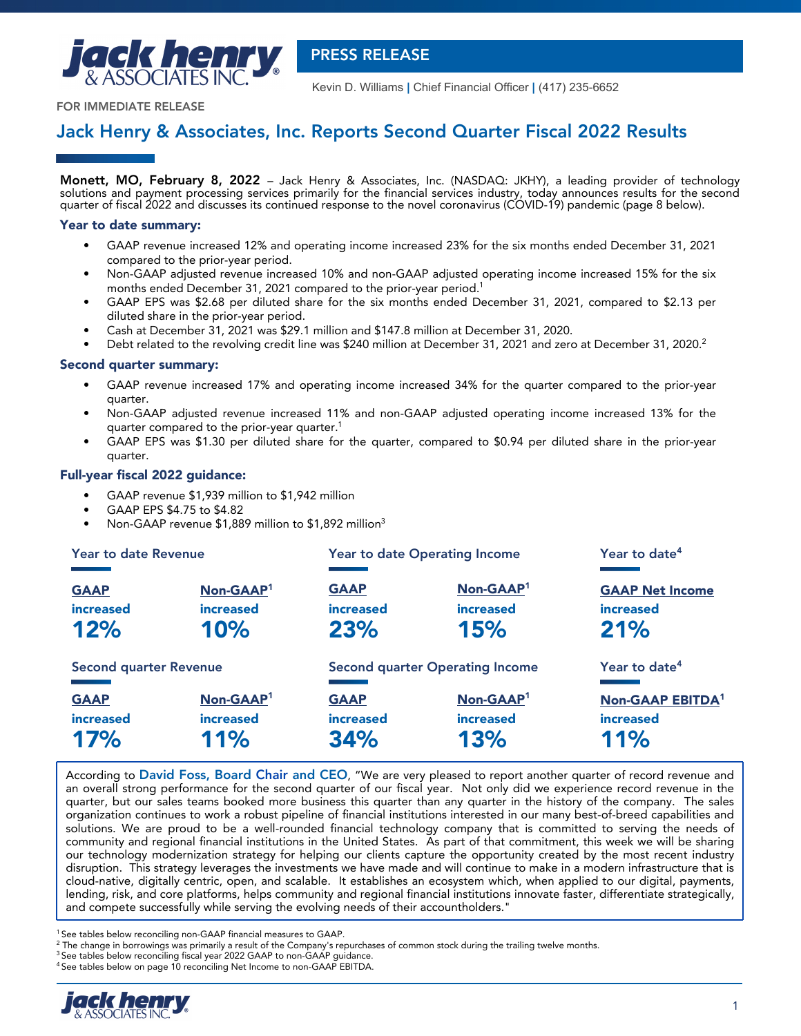PRESS RELEASE

Kevin D. Williams | Chief Financial Officer | (417) 235-6652

FOR IMMEDIATE RELEASE

# Jack Henry & Associates, Inc. Reports Second Quarter Fiscal 2022 Results

**Monett, MO, February 8, 2022** – Jack Henry & Associates, Inc. (NASDAQ: JKHY), a leading provider of technology solutions and payment processing services primarily for the financial services industry, today announces results for the second quarter of fiscal 2022 and discusses its continued response to the novel coronavirus (COVID-19) pandemic (page 8 below).

### Year to date summary:

- GAAP revenue increased 12% and operating income increased 23% for the six months ended December 31, 2021 compared to the prior-year period.
- Non-GAAP adjusted revenue increased 10% and non-GAAP adjusted operating income increased 15% for the six months ended December 31, 2021 compared to the prior-year period.[1]
- GAAP EPS was $2.68 per diluted share for the six months ended December 31, 2021, compared to $2.13 per diluted share in the prior-year period.
- Cash at December 31, 2021 was $29.1 million and $147.8 million at December 31, 2020.
- Debt related to the revolving credit line was $240 million at December 31, 2021 and zero at December 31, 2020.[2]

### Second quarter summary:

- GAAP revenue increased 17% and operating income increased 34% for the quarter compared to the prior-year quarter.
- Non-GAAP adjusted revenue increased 11% and non-GAAP adjusted operating income increased 13% for the quarter compared to the prior-year quarter.[1]
- GAAP EPS was $1.30 per diluted share for the quarter, compared to $0.94 per diluted share in the prior-year quarter.

### Full-year fiscal 2022 guidance:

- GAAP revenue $1,939 million to $1,942 million
- GAAP EPS $4.75 to $4.82
- Non-GAAP revenue $1,889 million to $1,892 million[3]

**Year to date Revenue**
- GAAP increased **12%**
- Non-GAAP[1] increased **10%**

**Year to date Operating Income**
- GAAP increased **23%**
- Non-GAAP[1] increased **15%**

**Year to date[4]**
- GAAP Net Income increased **21%**

**Second quarter Revenue**
- GAAP increased **17%**
- Non-GAAP[1] increased **11%**

**Second quarter Operating Income**
- GAAP increased **34%**
- Non-GAAP[1] increased **13%**

**Year to date[4]**
- Non-GAAP EBITDA[1] increased **11%**

According to **David Foss, Board Chair and CEO**, "We are very pleased to report another quarter of record revenue and an overall strong performance for the second quarter of our fiscal year. Not only did we experience record revenue in the quarter, but our sales teams booked more business this quarter than any quarter in the history of the company. The sales organization continues to work a robust pipeline of financial institutions interested in our many best-of-breed capabilities and solutions. We are proud to be a well-rounded financial technology company that is committed to serving the needs of community and regional financial institutions in the United States. As part of that commitment, this week we will be sharing our technology modernization strategy for helping our clients capture the opportunity created by the most recent industry disruption. This strategy leverages the investments we have made and will continue to make in a modern infrastructure that is cloud-native, digitally centric, open, and scalable. It establishes an ecosystem which, when applied to our digital, payments, lending, risk, and core platforms, helps community and regional financial institutions innovate faster, differentiate strategically, and compete successfully while serving the evolving needs of their accountholders."

[1] See tables below reconciling non-GAAP financial measures to GAAP.
[2] The change in borrowings was primarily a result of the Company's repurchases of common stock during the trailing twelve months.
[3] See tables below reconciling fiscal year 2022 GAAP to non-GAAP guidance.
[4] See tables below on page 10 reconciling Net Income to non-GAAP EBITDA.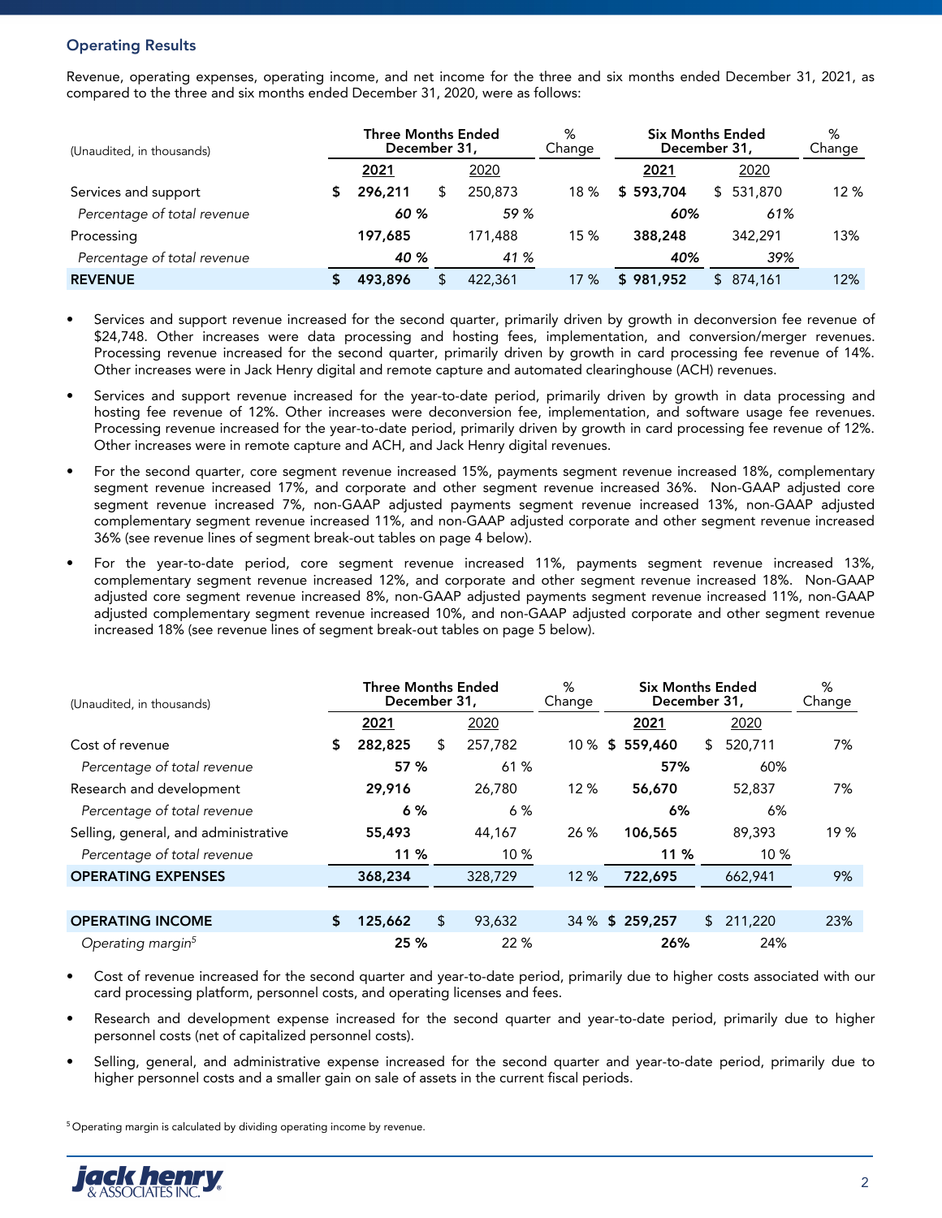## Operating Results

Revenue, operating expenses, operating income, and net income for the three and six months ended December 31, 2021, as compared to the three and six months ended December 31, 2020, were as follows:

| (Unaudited, in thousands) | Three Months Ended December 31, | | % Change | Six Months Ended December 31, | | % Change |
|---|---|---|---|---|---|---|
| | 2021 | 2020 | | 2021 | 2020 | |
| Services and support | $ 296,211 | $ 250,873 | 18 % | $ 593,704 | $ 531,870 | 12 % |
| *Percentage of total revenue* | *60 %* | *59 %* | | *60%* | *61%* | |
| Processing | 197,685 | 171,488 | 15 % | 388,248 | 342,291 | 13% |
| *Percentage of total revenue* | *40 %* | *41 %* | | *40%* | *39%* | |
| **REVENUE** | $ 493,896 | $ 422,361 | 17 % | $ 981,952 | $ 874,161 | 12% |

- Services and support revenue increased for the second quarter, primarily driven by growth in deconversion fee revenue of $24,748. Other increases were data processing and hosting fees, implementation, and conversion/merger revenues. Processing revenue increased for the second quarter, primarily driven by growth in card processing fee revenue of 14%. Other increases were in Jack Henry digital and remote capture and automated clearinghouse (ACH) revenues.
- Services and support revenue increased for the year-to-date period, primarily driven by growth in data processing and hosting fee revenue of 12%. Other increases were deconversion fee, implementation, and software usage fee revenues. Processing revenue increased for the year-to-date period, primarily driven by growth in card processing fee revenue of 12%. Other increases were in remote capture and ACH, and Jack Henry digital revenues.
- For the second quarter, core segment revenue increased 15%, payments segment revenue increased 18%, complementary segment revenue increased 17%, and corporate and other segment revenue increased 36%. Non-GAAP adjusted core segment revenue increased 11%, non-GAAP adjusted payments segment revenue increased 13%, non-GAAP adjusted complementary segment revenue increased 11%, and non-GAAP adjusted corporate and other segment revenue increased 36% (see revenue lines of segment break-out tables on page 4 below).
- For the year-to-date period, core segment revenue increased 11%, payments segment revenue increased 13%, complementary segment revenue increased 12%, and corporate and other segment revenue increased 18%. Non-GAAP adjusted core segment revenue increased 8%, non-GAAP adjusted payments segment revenue increased 11%, non-GAAP adjusted complementary segment revenue increased 10%, and non-GAAP adjusted corporate and other segment revenue increased 18% (see revenue lines of segment break-out tables on page 5 below).

| (Unaudited, in thousands) | Three Months Ended December 31, | | % Change | Six Months Ended December 31, | | % Change |
|---|---|---|---|---|---|---|
| | 2021 | 2020 | | 2021 | 2020 | |
| Cost of revenue | $ 282,825 | $ 257,782 | 10 % | $ 559,460 | $ 520,711 | 7% |
| *Percentage of total revenue* | 57 % | 61 % | | 57% | 60% | |
| Research and development | 29,916 | 26,780 | 12 % | 56,670 | 52,837 | 7% |
| *Percentage of total revenue* | 6 % | 6 % | | 6% | 6% | |
| Selling, general, and administrative | 55,493 | 44,167 | 26 % | 106,565 | 89,393 | 19 % |
| *Percentage of total revenue* | 11 % | 10 % | | 11 % | 10 % | |
| **OPERATING EXPENSES** | 368,234 | 328,729 | 12 % | 722,695 | 662,941 | 9% |
| | | | | | | |
| **OPERATING INCOME** | $ 125,662 | $ 93,632 | 34 % | $ 259,257 | $ 211,220 | 23% |
| *Operating margin[5]* | 25 % | 22 % | | 26% | 24% | |

- Cost of revenue increased for the second quarter and year-to-date period, primarily due to higher costs associated with our card processing platform, personnel costs, and operating licenses and fees.
- Research and development expense increased for the second quarter and year-to-date period, primarily due to higher personnel costs (net of capitalized personnel costs).
- Selling, general, and administrative expense increased for the second quarter and year-to-date period, primarily due to higher personnel costs and a smaller gain on sale of assets in the current fiscal periods.

[5] Operating margin is calculated by dividing operating income by revenue.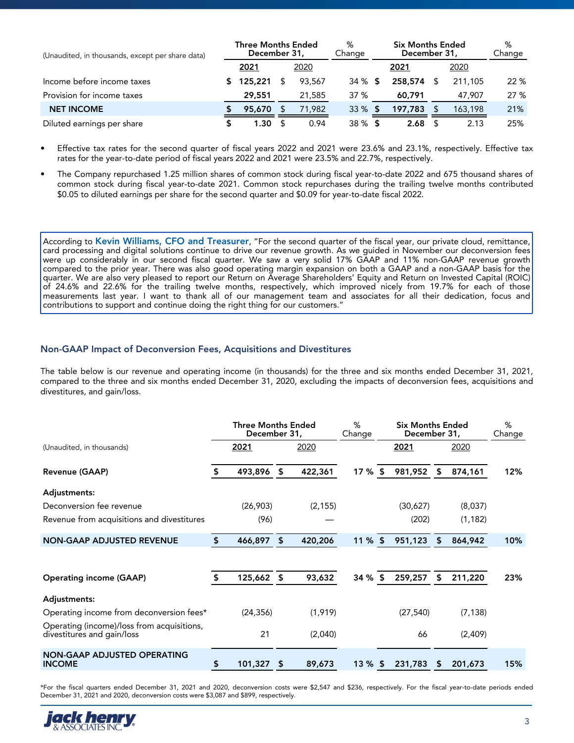| (Unaudited, in thousands, except per share data) | Three Months Ended December 31, | | % Change | Six Months Ended December 31, | | % Change |
|---|---|---|---|---|---|---|
| | **2021** | 2020 | | **2021** | 2020 | |
| Income before income taxes | **$ 125,221** | $ 93,567 | 34 % | **$ 258,574** | $ 211,105 | 22 % |
| Provision for income taxes | **29,551** | 21,585 | 37 % | **60,791** | 47,907 | 27 % |
| **NET INCOME** | **$ 95,670** | $ 71,982 | 33 % | **$ 197,783** | $ 163,198 | 21% |
| Diluted earnings per share | **$ 1.30** | $ 0.94 | 38 % | **$ 2.68** | $ 2.13 | 25% |

- Effective tax rates for the second quarter of fiscal years 2022 and 2021 were 23.6% and 23.1%, respectively. Effective tax rates for the year-to-date period of fiscal years 2022 and 2021 were 23.5% and 22.7%, respectively.
- The Company repurchased 1.25 million shares of common stock during fiscal year-to-date 2022 and 675 thousand shares of common stock during fiscal year-to-date 2021. Common stock repurchases during the trailing twelve months contributed $0.05 to diluted earnings per share for the second quarter and $0.09 for year-to-date fiscal 2022.

According to **Kevin Williams, CFO and Treasurer**, "For the second quarter of the fiscal year, our private cloud, remittance, card processing and digital solutions continue to drive our revenue growth. As we guided in November our deconversion fees were up considerably in our second fiscal quarter. We saw a very solid 17% GAAP and 11% non-GAAP revenue growth compared to the prior year. There was also good operating margin expansion on both a GAAP and a non-GAAP basis for the quarter. We are also very pleased to report our Return on Average Shareholders' Equity and Return on Invested Capital (ROIC) of 24.6% and 22.6% for the trailing twelve months, respectively, which improved nicely from 19.7% for each of those measurements last year. I want to thank all of our management team and associates for all their dedication, focus and contributions to support and continue doing the right thing for our customers."

## Non-GAAP Impact of Deconversion Fees, Acquisitions and Divestitures

The table below is our revenue and operating income (in thousands) for the three and six months ended December 31, 2021, compared to the three and six months ended December 31, 2020, excluding the impacts of deconversion fees, acquisitions and divestitures, and gain/loss.

| (Unaudited, in thousands) | Three Months Ended December 31, | | % Change | Six Months Ended December 31, | | % Change |
|---|---|---|---|---|---|---|
| | **2021** | 2020 | | **2021** | 2020 | |
| **Revenue (GAAP)** | **$ 493,896** | **$ 422,361** | **17 %** | **$ 981,952** | **$ 874,161** | **12%** |
| **Adjustments:** | | | | | | |
| Deconversion fee revenue | (26,903) | (2,155) | | (30,627) | (8,037) | |
| Revenue from acquisitions and divestitures | (96) | — | | (202) | (1,182) | |
| **NON-GAAP ADJUSTED REVENUE** | **$ 466,897** | **$ 420,206** | **11 %** | **$ 951,123** | **$ 864,942** | **10%** |
| | | | | | | |
| **Operating income (GAAP)** | **$ 125,662** | **$ 93,632** | **34 %** | **$ 259,257** | **$ 211,220** | **23%** |
| **Adjustments:** | | | | | | |
| Operating income from deconversion fees* | (24,356) | (1,919) | | (27,540) | (7,138) | |
| Operating (income)/loss from acquisitions, divestitures and gain/loss | 21 | (2,040) | | 66 | (2,409) | |
| **NON-GAAP ADJUSTED OPERATING INCOME** | **$ 101,327** | **$ 89,673** | **13 %** | **$ 231,783** | **$ 201,673** | **15%** |

*For the fiscal quarters ended December 31, 2021 and 2020, deconversion costs were $2,547 and $236, respectively. For the fiscal year-to-date periods ended December 31, 2021 and 2020, deconversion costs were $3,087 and $899, respectively.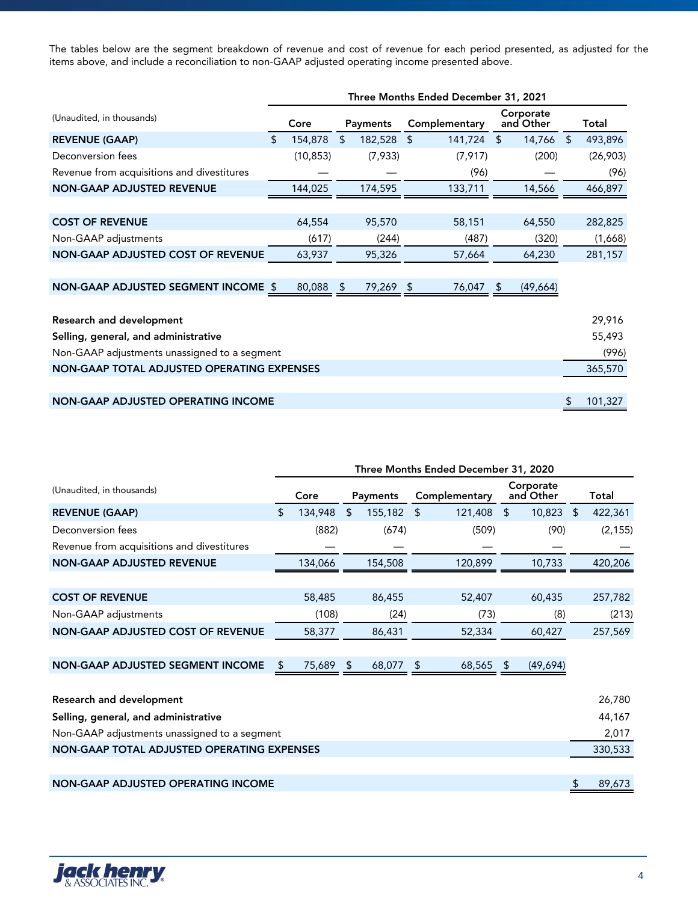The tables below are the segment breakdown of revenue and cost of revenue for each period presented, as adjusted for the items above, and include a reconciliation to non-GAAP adjusted operating income presented above.

| (Unaudited, in thousands) | Three Months Ended December 31, 2021 | | | | |
|---|---|---|---|---|---|
| | Core | Payments | Complementary | Corporate and Other | Total |
| **REVENUE (GAAP)** | $ 154,878 | $ 182,528 | $ 141,724 | $ 14,766 | $ 493,896 |
| Deconversion fees | (10,853) | (7,933) | (7,917) | (200) | (26,903) |
| Revenue from acquisitions and divestitures | — | — | (96) | — | (96) |
| **NON-GAAP ADJUSTED REVENUE** | 144,025 | 174,595 | 133,711 | 14,566 | 466,897 |
| | | | | | |
| **COST OF REVENUE** | 64,554 | 95,570 | 58,151 | 64,550 | 282,825 |
| Non-GAAP adjustments | (617) | (244) | (487) | (320) | (1,668) |
| **NON-GAAP ADJUSTED COST OF REVENUE** | 63,937 | 95,326 | 57,664 | 64,230 | 281,157 |
| | | | | | |
| **NON-GAAP ADJUSTED SEGMENT INCOME** | $ 80,088 | $ 79,269 | $ 76,047 | $ (49,664) | |
| | | | | | |
| **Research and development** | | | | | 29,916 |
| **Selling, general, and administrative** | | | | | 55,493 |
| Non-GAAP adjustments unassigned to a segment | | | | | (996) |
| **NON-GAAP TOTAL ADJUSTED OPERATING EXPENSES** | | | | | 365,570 |
| | | | | | |
| **NON-GAAP ADJUSTED OPERATING INCOME** | | | | | $ 101,327 |

| (Unaudited, in thousands) | Three Months Ended December 31, 2020 | | | | |
|---|---|---|---|---|---|
| | Core | Payments | Complementary | Corporate and Other | Total |
| **REVENUE (GAAP)** | $ 134,948 | $ 155,182 | $ 121,408 | $ 10,823 | $ 422,361 |
| Deconversion fees | (882) | (674) | (509) | (90) | (2,155) |
| Revenue from acquisitions and divestitures | — | — | — | — | — |
| **NON-GAAP ADJUSTED REVENUE** | 134,066 | 154,508 | 120,899 | 10,733 | 420,206 |
| | | | | | |
| **COST OF REVENUE** | 58,485 | 86,455 | 52,407 | 60,435 | 257,782 |
| Non-GAAP adjustments | (108) | (24) | (73) | (8) | (213) |
| **NON-GAAP ADJUSTED COST OF REVENUE** | 58,377 | 86,431 | 52,334 | 60,427 | 257,569 |
| | | | | | |
| **NON-GAAP ADJUSTED SEGMENT INCOME** | $ 75,689 | $ 68,077 | $ 68,565 | $ (49,694) | |
| | | | | | |
| **Research and development** | | | | | 26,780 |
| **Selling, general, and administrative** | | | | | 44,167 |
| Non-GAAP adjustments unassigned to a segment | | | | | 2,017 |
| **NON-GAAP TOTAL ADJUSTED OPERATING EXPENSES** | | | | | 330,533 |
| | | | | | |
| **NON-GAAP ADJUSTED OPERATING INCOME** | | | | | $ 89,673 |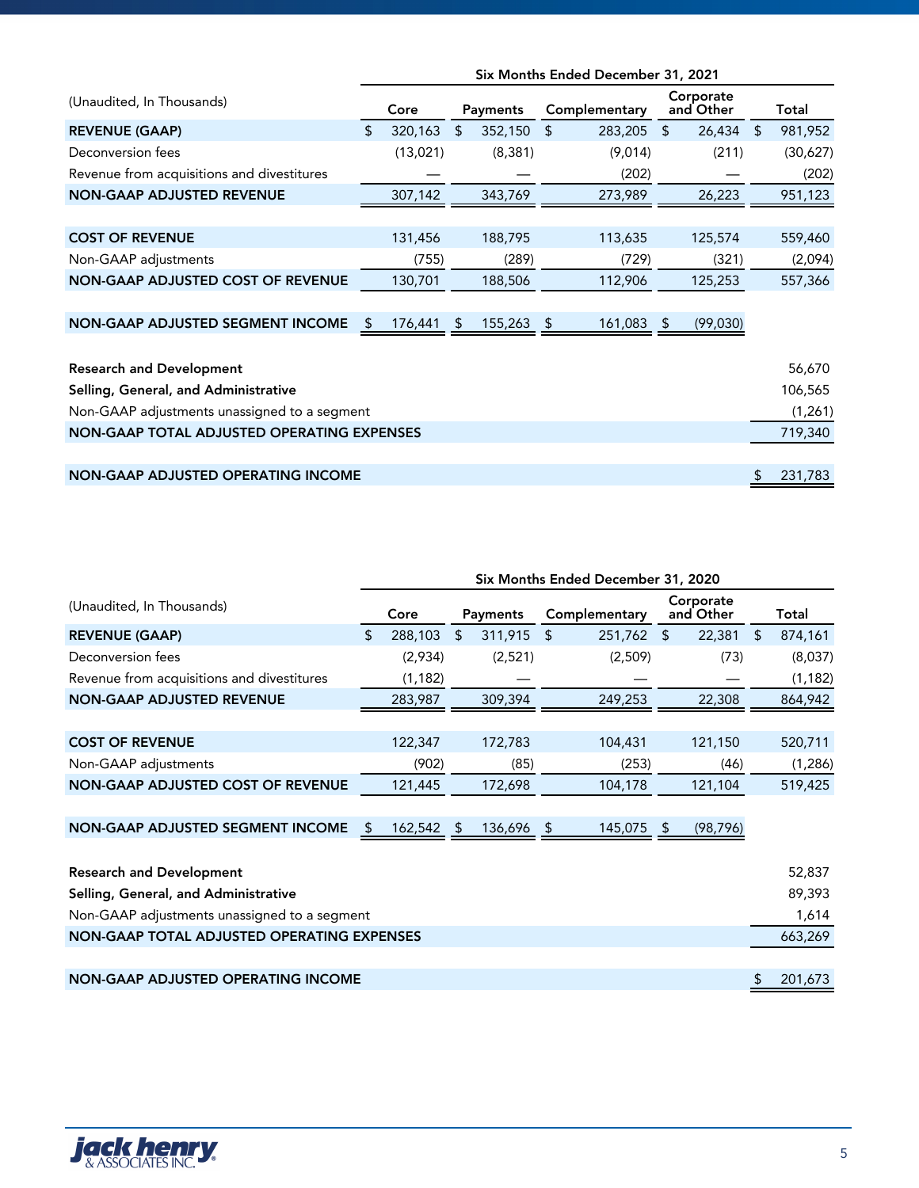| (Unaudited, In Thousands) | Six Months Ended December 31, 2021 | | | | |
|---|---|---|---|---|---|
| | Core | Payments | Complementary | Corporate and Other | Total |
| **REVENUE (GAAP)** | $ 320,163 | $ 352,150 | $ 283,205 | $ 26,434 | $ 981,952 |
| Deconversion fees | (13,021) | (8,381) | (9,014) | (211) | (30,627) |
| Revenue from acquisitions and divestitures | — | — | (202) | — | (202) |
| **NON-GAAP ADJUSTED REVENUE** | 307,142 | 343,769 | 273,989 | 26,223 | 951,123 |
| | | | | | |
| **COST OF REVENUE** | 131,456 | 188,795 | 113,635 | 125,574 | 559,460 |
| Non-GAAP adjustments | (755) | (289) | (729) | (321) | (2,094) |
| **NON-GAAP ADJUSTED COST OF REVENUE** | 130,701 | 188,506 | 112,906 | 125,253 | 557,366 |
| | | | | | |
| **NON-GAAP ADJUSTED SEGMENT INCOME** | $ 176,441 | $ 155,263 | $ 161,083 | $ (99,030) | |
| | | | | | |
| **Research and Development** | | | | | 56,670 |
| **Selling, General, and Administrative** | | | | | 106,565 |
| Non-GAAP adjustments unassigned to a segment | | | | | (1,261) |
| **NON-GAAP TOTAL ADJUSTED OPERATING EXPENSES** | | | | | 719,340 |
| | | | | | |
| **NON-GAAP ADJUSTED OPERATING INCOME** | | | | | $ 231,783 |

| (Unaudited, In Thousands) | Six Months Ended December 31, 2020 | | | | |
|---|---|---|---|---|---|
| | Core | Payments | Complementary | Corporate and Other | Total |
| **REVENUE (GAAP)** | $ 288,103 | $ 311,915 | $ 251,762 | $ 22,381 | $ 874,161 |
| Deconversion fees | (2,934) | (2,521) | (2,509) | (73) | (8,037) |
| Revenue from acquisitions and divestitures | (1,182) | — | — | — | (1,182) |
| **NON-GAAP ADJUSTED REVENUE** | 283,987 | 309,394 | 249,253 | 22,308 | 864,942 |
| | | | | | |
| **COST OF REVENUE** | 122,347 | 172,783 | 104,431 | 121,150 | 520,711 |
| Non-GAAP adjustments | (902) | (85) | (253) | (46) | (1,286) |
| **NON-GAAP ADJUSTED COST OF REVENUE** | 121,445 | 172,698 | 104,178 | 121,104 | 519,425 |
| | | | | | |
| **NON-GAAP ADJUSTED SEGMENT INCOME** | $ 162,542 | $ 136,696 | $ 145,075 | $ (98,796) | |
| | | | | | |
| **Research and Development** | | | | | 52,837 |
| **Selling, General, and Administrative** | | | | | 89,393 |
| Non-GAAP adjustments unassigned to a segment | | | | | 1,614 |
| **NON-GAAP TOTAL ADJUSTED OPERATING EXPENSES** | | | | | 663,269 |
| | | | | | |
| **NON-GAAP ADJUSTED OPERATING INCOME** | | | | | $ 201,673 |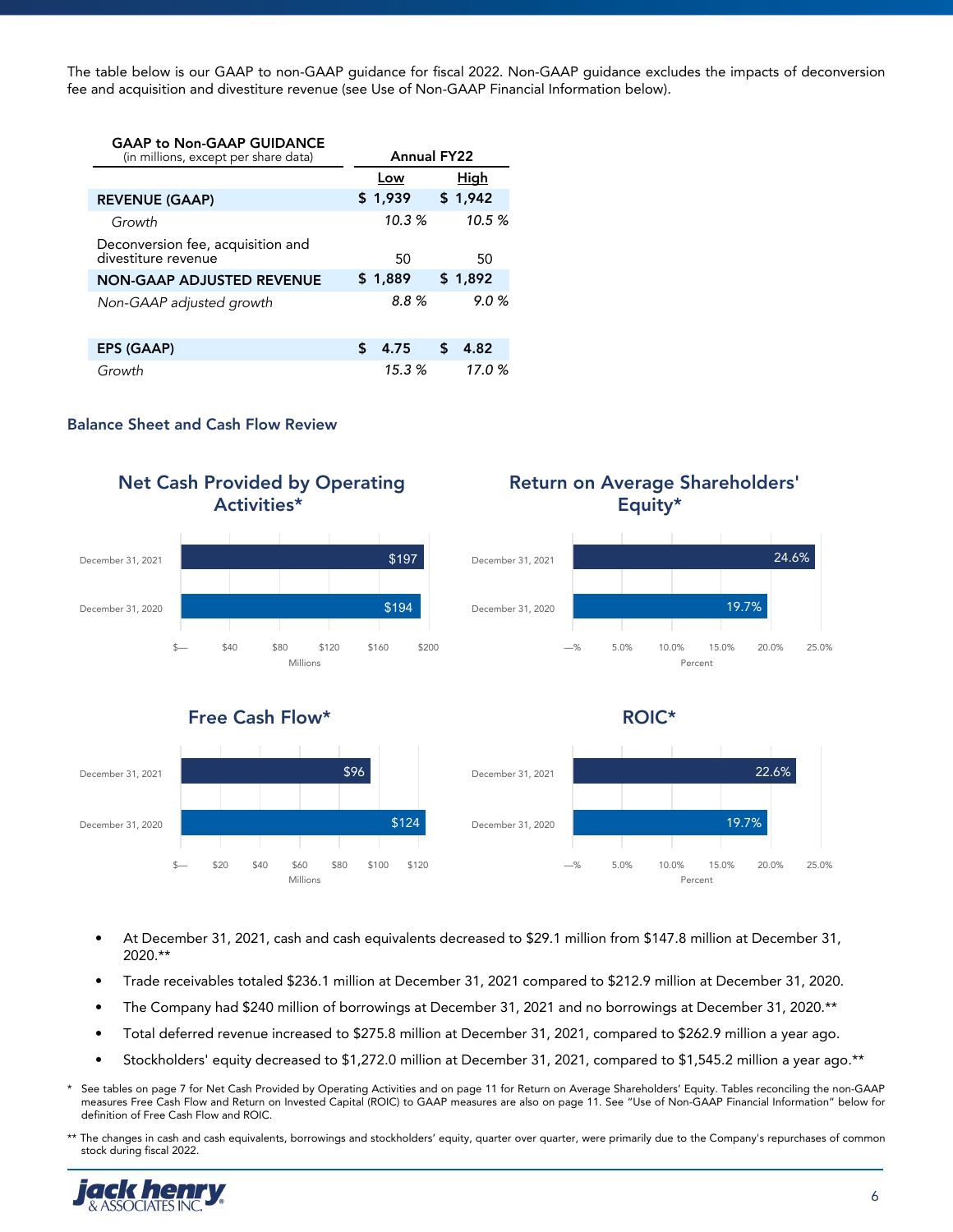The table below is our GAAP to non-GAAP guidance for fiscal 2022. Non-GAAP guidance excludes the impacts of deconversion fee and acquisition and divestiture revenue (see Use of Non-GAAP Financial Information below).

| **GAAP to Non-GAAP GUIDANCE** (in millions, except per share data) | **Annual FY22** | |
|---|---|---|
| | **Low** | **High** |
| **REVENUE (GAAP)** | $ 1,939 | $ 1,942 |
| *Growth* | *10.3 %* | *10.5 %* |
| Deconversion fee, acquisition and divestiture revenue | 50 | 50 |
| **NON-GAAP ADJUSTED REVENUE** | $ 1,889 | $ 1,892 |
| *Non-GAAP adjusted growth* | *8.8 %* | *9.0 %* |
| | | |
| **EPS (GAAP)** | $ 4.75 | $ 4.82 |
| *Growth* | *15.3 %* | *17.0 %* |

## Balance Sheet and Cash Flow Review

**Net Cash Provided by Operating Activities***

| | Millions |
|---|---|
| December 31, 2021 | $197 |
| December 31, 2020 | $194 |

**Return on Average Shareholders' Equity***

| | Percent |
|---|---|
| December 31, 2021 | 24.6% |
| December 31, 2020 | 19.7% |

**Free Cash Flow***

| | Millions |
|---|---|
| December 31, 2021 | $96 |
| December 31, 2020 | $124 |

**ROIC***

| | Percent |
|---|---|
| December 31, 2021 | 22.6% |
| December 31, 2020 | 19.7% |

- At December 31, 2021, cash and cash equivalents decreased to $29.1 million from $147.8 million at December 31, 2020.**
- Trade receivables totaled $236.1 million at December 31, 2021 compared to $212.9 million at December 31, 2020.
- The Company had $240 million of borrowings at December 31, 2021 and no borrowings at December 31, 2020.**
- Total deferred revenue increased to $275.8 million at December 31, 2021, compared to $262.9 million a year ago.
- Stockholders' equity decreased to $1,272.0 million at December 31, 2021, compared to $1,545.2 million a year ago.**

\* See tables on page 7 for Net Cash Provided by Operating Activities and on page 11 for Return on Average Shareholders' Equity. Tables reconciling the non-GAAP measures Free Cash Flow and Return on Invested Capital (ROIC) to GAAP measures are also on page 11. See "Use of Non-GAAP Financial Information" below for definition of Free Cash Flow and ROIC.

** The changes in cash and cash equivalents, borrowings and stockholders' equity, quarter over quarter, were primarily due to the Company's repurchases of common stock during fiscal 2022.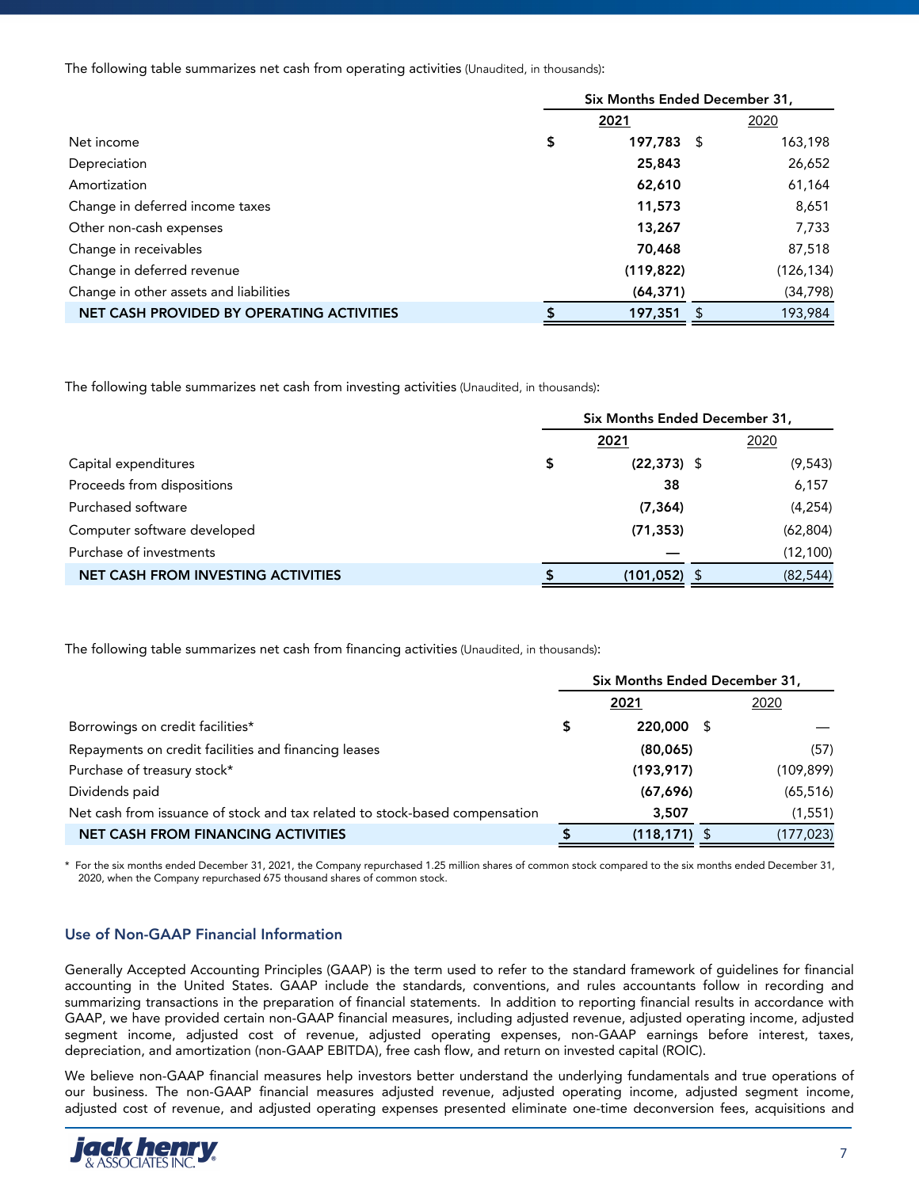The following table summarizes net cash from operating activities (Unaudited, in thousands):

| | Six Months Ended December 31, | |
|---|---|---|
| | **2021** | 2020 |
| Net income | **$ 197,783** | $ 163,198 |
| Depreciation | **25,843** | 26,652 |
| Amortization | **62,610** | 61,164 |
| Change in deferred income taxes | **11,573** | 8,651 |
| Other non-cash expenses | **13,267** | 7,733 |
| Change in receivables | **70,468** | 87,518 |
| Change in deferred revenue | **(119,822)** | (126,134) |
| Change in other assets and liabilities | **(64,371)** | (34,798) |
| NET CASH PROVIDED BY OPERATING ACTIVITIES | **$ 197,351** | $ 193,984 |

The following table summarizes net cash from investing activities (Unaudited, in thousands):

| | Six Months Ended December 31, | |
|---|---|---|
| | **2021** | 2020 |
| Capital expenditures | **$ (22,373)** | $ (9,543) |
| Proceeds from dispositions | **38** | 6,157 |
| Purchased software | **(7,364)** | (4,254) |
| Computer software developed | **(71,353)** | (62,804) |
| Purchase of investments | **—** | (12,100) |
| NET CASH FROM INVESTING ACTIVITIES | **$ (101,052)** | $ (82,544) |

The following table summarizes net cash from financing activities (Unaudited, in thousands):

| | Six Months Ended December 31, | |
|---|---|---|
| | **2021** | 2020 |
| Borrowings on credit facilities* | **$ 220,000** | $ — |
| Repayments on credit facilities and financing leases | **(80,065)** | (57) |
| Purchase of treasury stock* | **(193,917)** | (109,899) |
| Dividends paid | **(67,696)** | (65,516) |
| Net cash from issuance of stock and tax related to stock-based compensation | **3,507** | (1,551) |
| NET CASH FROM FINANCING ACTIVITIES | **$ (118,171)** | $ (177,023) |

* For the six months ended December 31, 2021, the Company repurchased 1.25 million shares of common stock compared to the six months ended December 31, 2020, when the Company repurchased 675 thousand shares of common stock.

## Use of Non-GAAP Financial Information

Generally Accepted Accounting Principles (GAAP) is the term used to refer to the standard framework of guidelines for financial accounting in the United States. GAAP include the standards, conventions, and rules accountants follow in recording and summarizing transactions in the preparation of financial statements. In addition to reporting financial results in accordance with GAAP, we have provided certain non-GAAP financial measures, including adjusted revenue, adjusted operating income, adjusted segment income, adjusted cost of revenue, adjusted operating expenses, non-GAAP earnings before interest, taxes, depreciation, and amortization (non-GAAP EBITDA), free cash flow, and return on invested capital (ROIC).

We believe non-GAAP financial measures help investors better understand the underlying fundamentals and true operations of our business. The non-GAAP financial measures adjusted revenue, adjusted operating income, adjusted segment income, adjusted cost of revenue, and adjusted operating expenses presented eliminate one-time deconversion fees, acquisitions and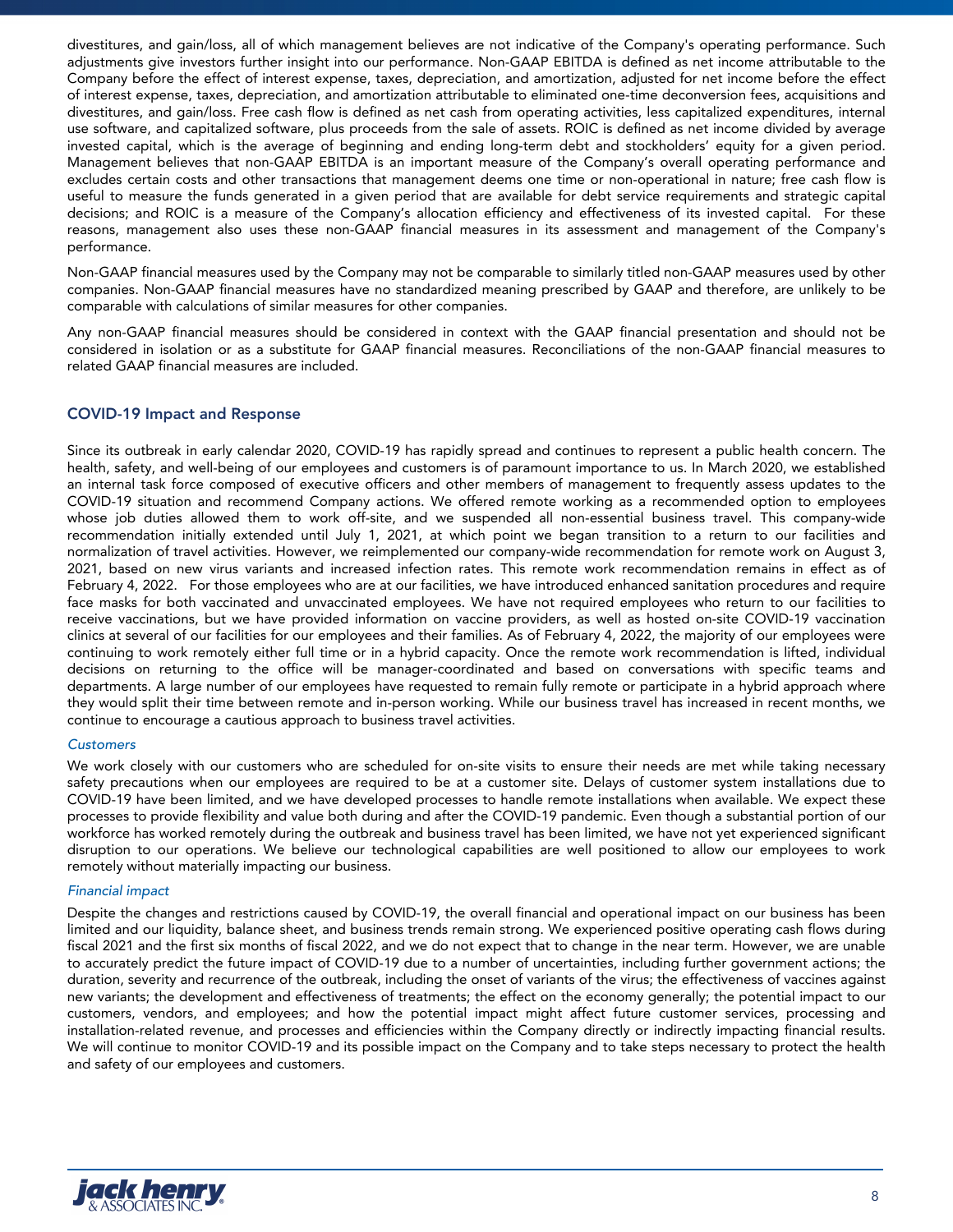divestitures, and gain/loss, all of which management believes are not indicative of the Company's operating performance. Such adjustments give investors further insight into our performance. Non-GAAP EBITDA is defined as net income attributable to the Company before the effect of interest expense, taxes, depreciation, and amortization, adjusted for net income before the effect of interest expense, taxes, depreciation, and amortization attributable to eliminated one-time deconversion fees, acquisitions and divestitures, and gain/loss. Free cash flow is defined as net cash from operating activities, less capitalized expenditures, internal use software, and capitalized software, plus proceeds from the sale of assets. ROIC is defined as net income divided by average invested capital, which is the average of beginning and ending long-term debt and stockholders' equity for a given period. Management believes that non-GAAP EBITDA is an important measure of the Company's overall operating performance and excludes certain costs and other transactions that management deems one time or non-operational in nature; free cash flow is useful to measure the funds generated in a given period that are available for debt service requirements and strategic capital decisions; and ROIC is a measure of the Company's allocation efficiency and effectiveness of its invested capital. For these reasons, management also uses these non-GAAP financial measures in its assessment and management of the Company's performance.

Non-GAAP financial measures used by the Company may not be comparable to similarly titled non-GAAP measures used by other companies. Non-GAAP financial measures have no standardized meaning prescribed by GAAP and therefore, are unlikely to be comparable with calculations of similar measures for other companies.

Any non-GAAP financial measures should be considered in context with the GAAP financial presentation and should not be considered in isolation or as a substitute for GAAP financial measures. Reconciliations of the non-GAAP financial measures to related GAAP financial measures are included.

## COVID-19 Impact and Response

Since its outbreak in early calendar 2020, COVID-19 has rapidly spread and continues to represent a public health concern. The health, safety, and well-being of our employees and customers is of paramount importance to us. In March 2020, we established an internal task force composed of executive officers and other members of management to frequently assess updates to the COVID-19 situation and recommend Company actions. We offered remote working as a recommended option to employees whose job duties allowed them to work off-site, and we suspended all non-essential business travel. This company-wide recommendation initially extended until July 1, 2021, at which point we began transition to a return to our facilities and normalization of travel activities. However, we reimplemented our company-wide recommendation for remote work on August 3, 2021, based on new virus variants and increased infection rates. This remote work recommendation remains in effect as of February 4, 2022. For those employees who are at our facilities, we have introduced enhanced sanitation procedures and require face masks for both vaccinated and unvaccinated employees. We have not required employees who return to our facilities to receive vaccinations, but we have provided information on vaccine providers, as well as hosted on-site COVID-19 vaccination clinics at several of our facilities for our employees and their families. As of February 4, 2022, the majority of our employees were continuing to work remotely either full time or in a hybrid capacity. Once the remote work recommendation is lifted, individual decisions on returning to the office will be manager-coordinated and based on conversations with specific teams and departments. A large number of our employees have requested to remain fully remote or participate in a hybrid approach where they would split their time between remote and in-person working. While our business travel has increased in recent months, we continue to encourage a cautious approach to business travel activities.

### *Customers*

We work closely with our customers who are scheduled for on-site visits to ensure their needs are met while taking necessary safety precautions when our employees are required to be at a customer site. Delays of customer system installations due to COVID-19 have been limited, and we have developed processes to handle remote installations when available. We expect these processes to provide flexibility and value both during and after the COVID-19 pandemic. Even though a substantial portion of our workforce has worked remotely during the outbreak and business travel has been limited, we have not yet experienced significant disruption to our operations. We believe our technological capabilities are well positioned to allow our employees to work remotely without materially impacting our business.

### *Financial impact*

Despite the changes and restrictions caused by COVID-19, the overall financial and operational impact on our business has been limited and our liquidity, balance sheet, and business trends remain strong. We experienced positive operating cash flows during fiscal 2021 and the first six months of fiscal 2022, and we do not expect that to change in the near term. However, we are unable to accurately predict the future impact of COVID-19 due to a number of uncertainties, including further government actions; the duration, severity and recurrence of the outbreak, including the onset of variants of the virus; the effectiveness of vaccines against new variants; the development and effectiveness of treatments; the effect on the economy generally; the potential impact to our customers, vendors, and employees; and how the potential impact might affect future customer services, processing and installation-related revenue, and processes and efficiencies within the Company directly or indirectly impacting financial results. We will continue to monitor COVID-19 and its possible impact on the Company and to take steps necessary to protect the health and safety of our employees and customers.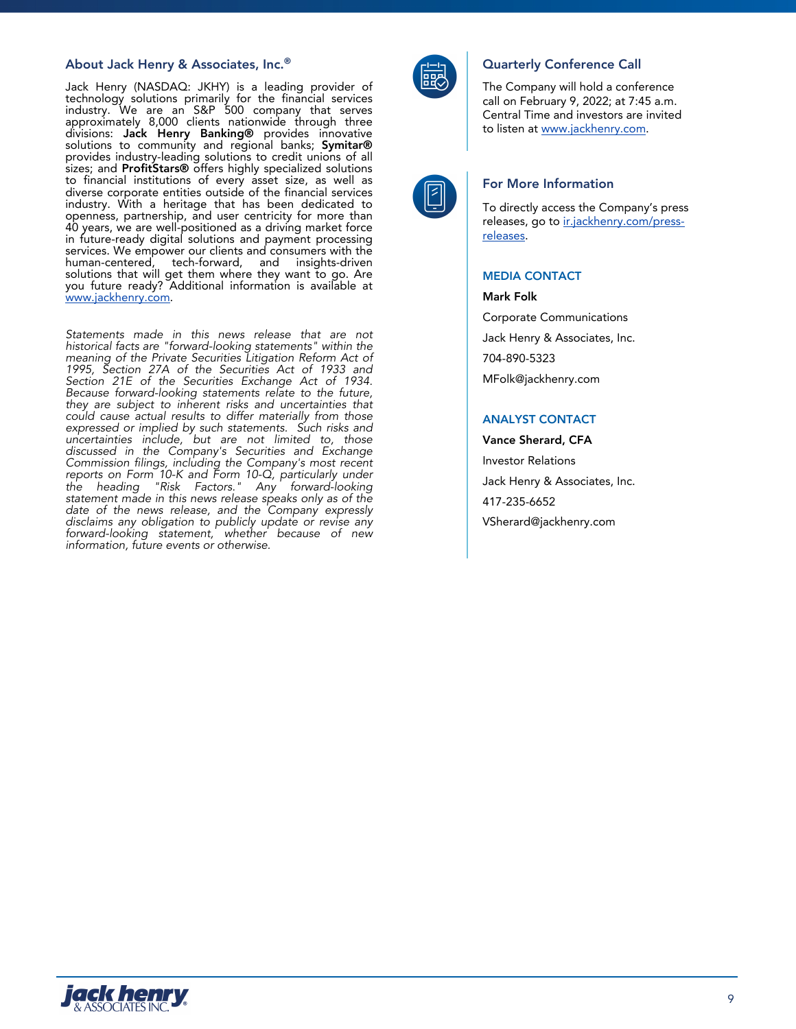## About Jack Henry & Associates, Inc.®

Jack Henry (NASDAQ: JKHY) is a leading provider of technology solutions primarily for the financial services industry. We are an S&P 500 company that serves approximately 8,000 clients nationwide through three divisions: **Jack Henry Banking®** provides innovative solutions to community and regional banks; **Symitar®** provides industry-leading solutions to credit unions of all sizes; and **ProfitStars®** offers highly specialized solutions to financial institutions of every asset size, as well as diverse corporate entities outside of the financial services industry. With a heritage that has been dedicated to openness, partnership, and user centricity for more than 40 years, we are well-positioned as a driving market force in future-ready digital solutions and payment processing services. We empower our clients and consumers with the human-centered, tech-forward, and insights-driven solutions that will get them where they want to go. Are you future ready? Additional information is available at www.jackhenry.com.

*Statements made in this news release that are not historical facts are "forward-looking statements" within the meaning of the Private Securities Litigation Reform Act of 1995, Section 27A of the Securities Act of 1933 and Section 21E of the Securities Exchange Act of 1934. Because forward-looking statements relate to the future, they are subject to inherent risks and uncertainties that could cause actual results to differ materially from those expressed or implied by such statements. Such risks and uncertainties include, but are not limited to, those discussed in the Company's Securities and Exchange Commission filings, including the Company's most recent reports on Form 10-K and Form 10-Q, particularly under the heading "Risk Factors." Any forward-looking statement made in this news release speaks only as of the date of the news release, and the Company expressly disclaims any obligation to publicly update or revise any forward-looking statement, whether because of new information, future events or otherwise.*

## Quarterly Conference Call

The Company will hold a conference call on February 9, 2022; at 7:45 a.m. Central Time and investors are invited to listen at www.jackhenry.com.

## For More Information

To directly access the Company's press releases, go to ir.jackhenry.com/press-releases.

### MEDIA CONTACT

**Mark Folk**

Corporate Communications

Jack Henry & Associates, Inc.

704-890-5323

MFolk@jackhenry.com

### ANALYST CONTACT

**Vance Sherard, CFA**

Investor Relations

Jack Henry & Associates, Inc.

417-235-6652

VSherard@jackhenry.com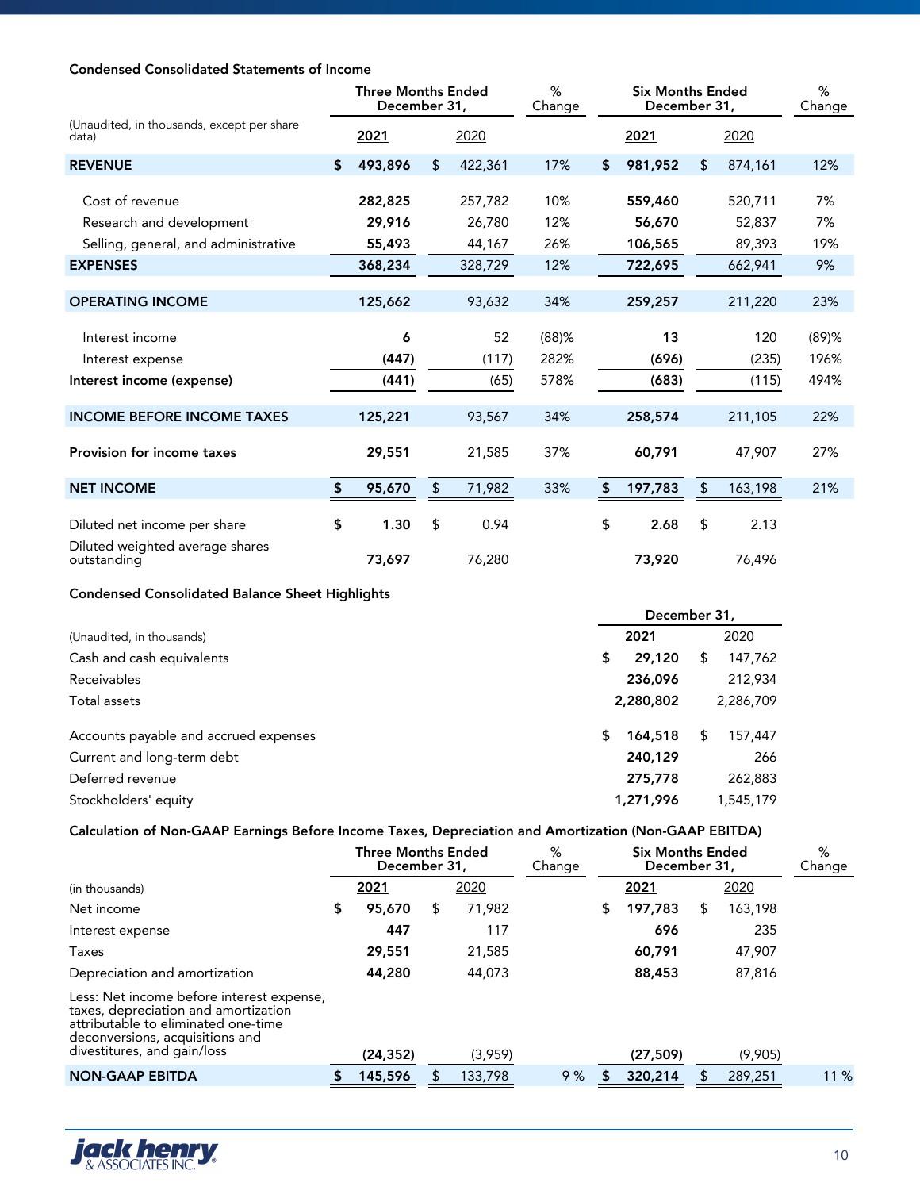### Condensed Consolidated Statements of Income

| (Unaudited, in thousands, except per share data) | Three Months Ended December 31, 2021 | Three Months Ended December 31, 2020 | % Change | Six Months Ended December 31, 2021 | Six Months Ended December 31, 2020 | % Change |
|---|---|---|---|---|---|---|
| **REVENUE** | **$ 493,896** | $ 422,361 | 17% | **$ 981,952** | $ 874,161 | 12% |
| Cost of revenue | **282,825** | 257,782 | 10% | **559,460** | 520,711 | 7% |
| Research and development | **29,916** | 26,780 | 12% | **56,670** | 52,837 | 7% |
| Selling, general, and administrative | **55,493** | 44,167 | 26% | **106,565** | 89,393 | 19% |
| **EXPENSES** | **368,234** | 328,729 | 12% | **722,695** | 662,941 | 9% |
| **OPERATING INCOME** | **125,662** | 93,632 | 34% | **259,257** | 211,220 | 23% |
| Interest income | **6** | 52 | (88)% | **13** | 120 | (89)% |
| Interest expense | **(447)** | (117) | 282% | **(696)** | (235) | 196% |
| **Interest income (expense)** | **(441)** | (65) | 578% | **(683)** | (115) | 494% |
| **INCOME BEFORE INCOME TAXES** | **125,221** | 93,567 | 34% | **258,574** | 211,105 | 22% |
| **Provision for income taxes** | **29,551** | 21,585 | 37% | **60,791** | 47,907 | 27% |
| **NET INCOME** | **$ 95,670** | $ 71,982 | 33% | **$ 197,783** | $ 163,198 | 21% |
| Diluted net income per share | **$ 1.30** | $ 0.94 | | **$ 2.68** | $ 2.13 | |
| Diluted weighted average shares outstanding | **73,697** | 76,280 | | **73,920** | 76,496 | |

### Condensed Consolidated Balance Sheet Highlights

| (Unaudited, in thousands) | December 31, 2021 | December 31, 2020 |
|---|---|---|
| Cash and cash equivalents | **$ 29,120** | $ 147,762 |
| Receivables | **236,096** | 212,934 |
| Total assets | **2,280,802** | 2,286,709 |
| Accounts payable and accrued expenses | **$ 164,518** | $ 157,447 |
| Current and long-term debt | **240,129** | 266 |
| Deferred revenue | **275,778** | 262,883 |
| Stockholders' equity | **1,271,996** | 1,545,179 |

### Calculation of Non-GAAP Earnings Before Income Taxes, Depreciation and Amortization (Non-GAAP EBITDA)

| (in thousands) | Three Months Ended December 31, 2021 | Three Months Ended December 31, 2020 | % Change | Six Months Ended December 31, 2021 | Six Months Ended December 31, 2020 | % Change |
|---|---|---|---|---|---|---|
| Net income | **$ 95,670** | $ 71,982 | | **$ 197,783** | $ 163,198 | |
| Interest expense | **447** | 117 | | **696** | 235 | |
| Taxes | **29,551** | 21,585 | | **60,791** | 47,907 | |
| Depreciation and amortization | **44,280** | 44,073 | | **88,453** | 87,816 | |
| Less: Net income before interest expense, taxes, depreciation and amortization attributable to eliminated one-time deconversions, acquisitions and divestitures, and gain/loss | **(24,352)** | (3,959) | | **(27,509)** | (9,905) | |
| **NON-GAAP EBITDA** | **$ 145,596** | $ 133,798 | 9 % | **$ 320,214** | $ 289,251 | 11 % |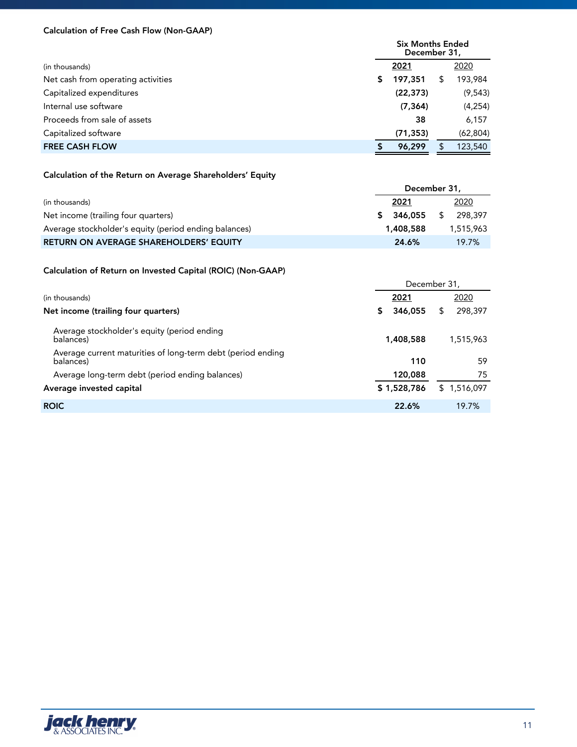**Calculation of Free Cash Flow (Non-GAAP)**

| (in thousands) | Six Months Ended December 31, 2021 | 2020 |
|---|---|---|
| Net cash from operating activities | **$ 197,351** | $ 193,984 |
| Capitalized expenditures | **(22,373)** | (9,543) |
| Internal use software | **(7,364)** | (4,254) |
| Proceeds from sale of assets | **38** | 6,157 |
| Capitalized software | **(71,353)** | (62,804) |
| **FREE CASH FLOW** | **$ 96,299** | $ 123,540 |

**Calculation of the Return on Average Shareholders' Equity**

| (in thousands) | December 31, 2021 | 2020 |
|---|---|---|
| Net income (trailing four quarters) | **$ 346,055** | $ 298,397 |
| Average stockholder's equity (period ending balances) | **1,408,588** | 1,515,963 |
| **RETURN ON AVERAGE SHAREHOLDERS' EQUITY** | **24.6%** | 19.7% |

**Calculation of Return on Invested Capital (ROIC) (Non-GAAP)**

| (in thousands) | December 31, 2021 | 2020 |
|---|---|---|
| **Net income (trailing four quarters)** | **$ 346,055** | $ 298,397 |
| Average stockholder's equity (period ending balances) | **1,408,588** | 1,515,963 |
| Average current maturities of long-term debt (period ending balances) | **110** | 59 |
| Average long-term debt (period ending balances) | **120,088** | 75 |
| **Average invested capital** | **$ 1,528,786** | $ 1,516,097 |
| **ROIC** | **22.6%** | 19.7% |